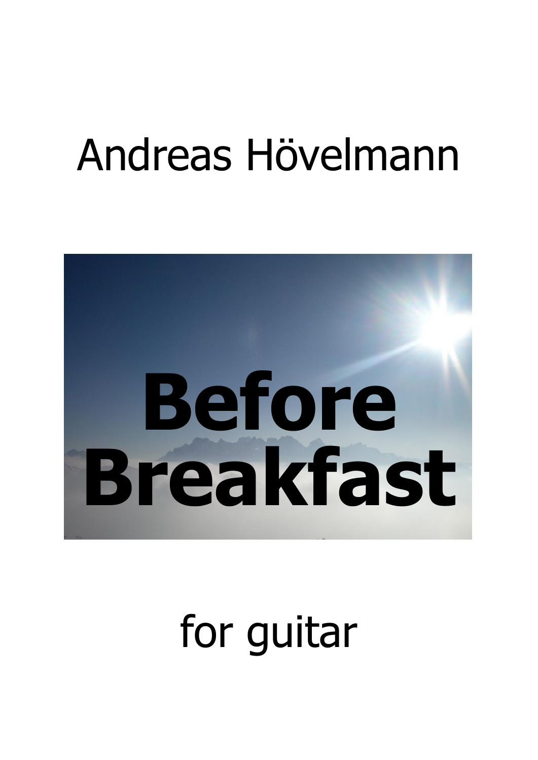Andreas Hövelmann

# Before Breakfast

for guitar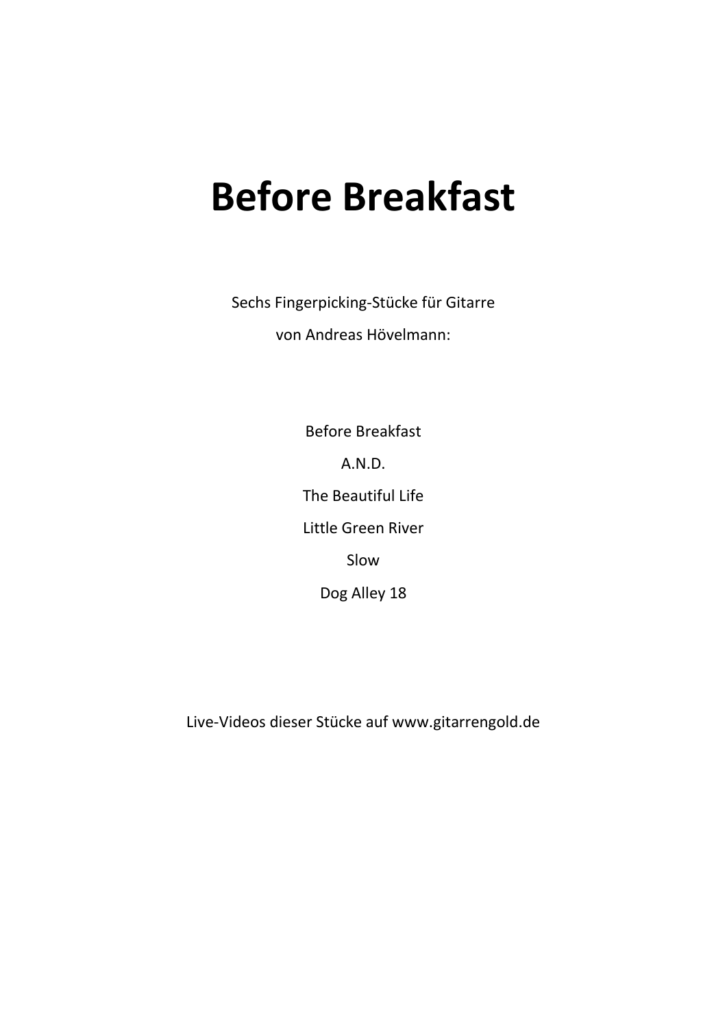# Before Breakfast

Sechs Fingerpicking-Stücke für Gitarre

von Andreas Hövelmann:

Before Breakfast

A.N.D.

The Beautiful Life

Little Green River

Slow

Dog Alley 18

Live-Videos dieser Stücke auf www.gitarrengold.de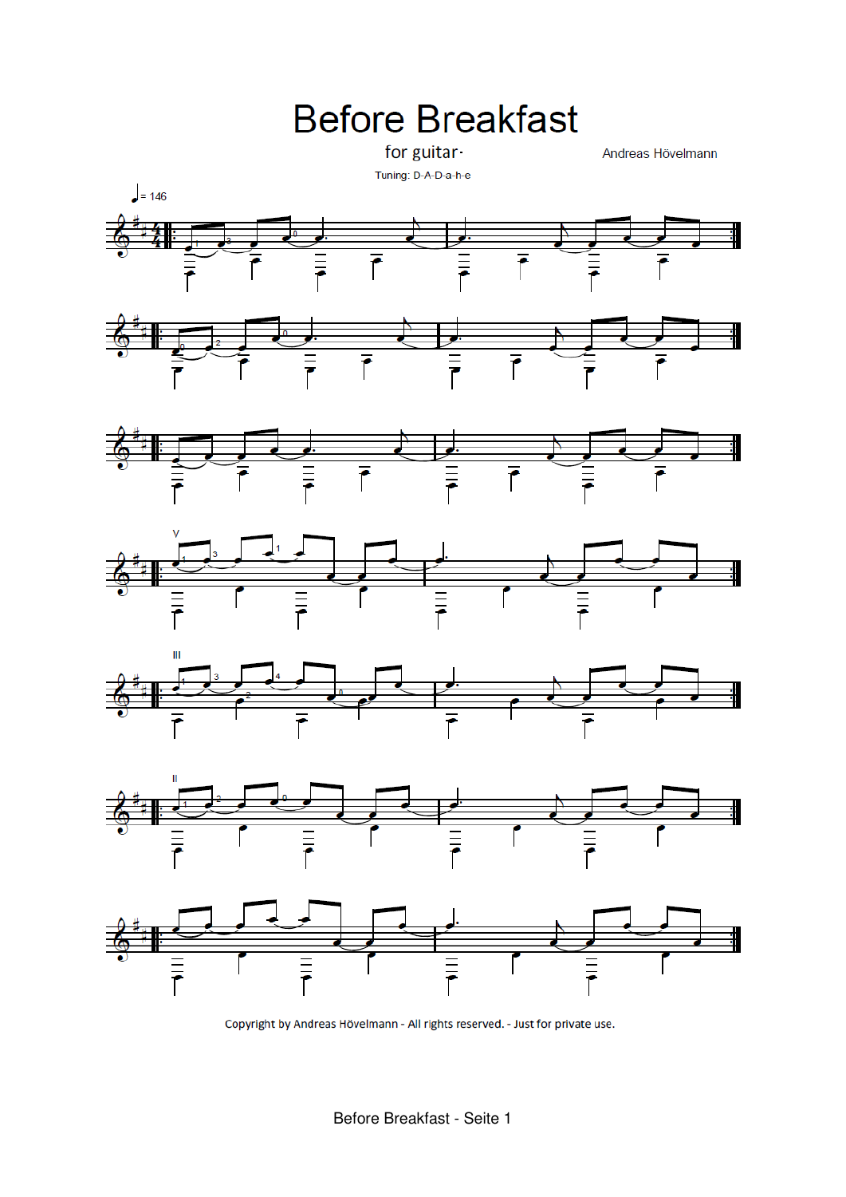# Before Breakfast

for guitar

Andreas Hövelmann

Tuning: D-A-D-a-h-e

♩= 146

Copyright by Andreas Hövelmann - All rights reserved. - Just for private use.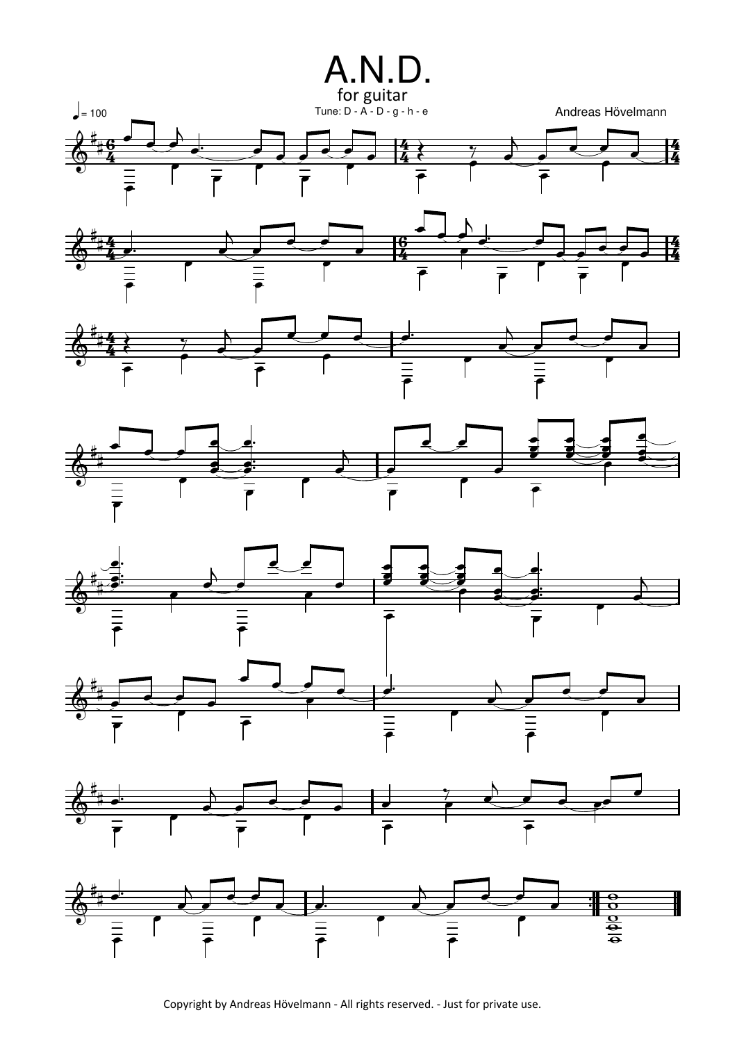# A.N.D.

for guitar

Tune: D - A - D - g - h - e

♩= 100

Andreas Hövelmann

Copyright by Andreas Hövelmann - All rights reserved. - Just for private use.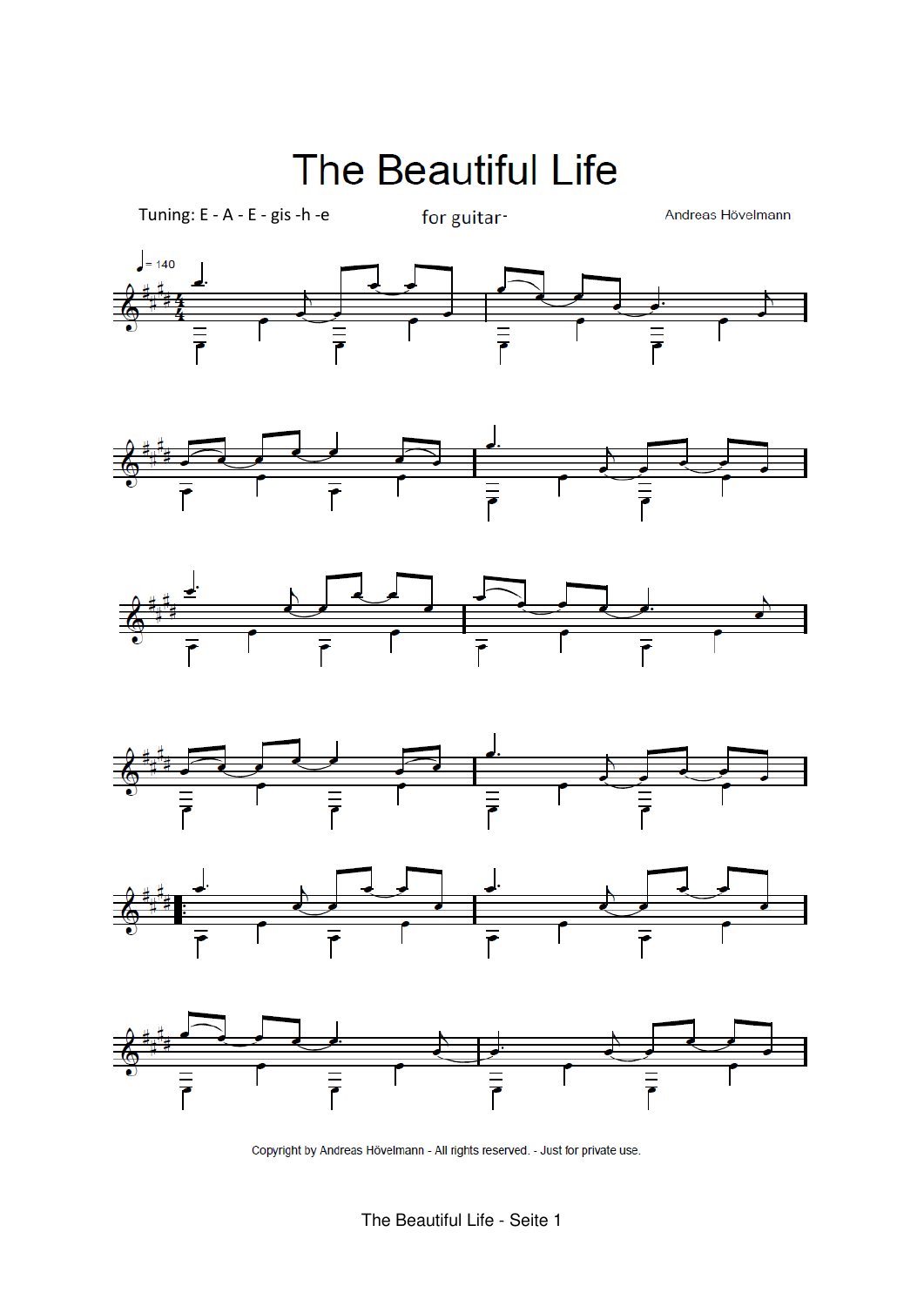# The Beautiful Life

Tuning: E - A - E - gis -h -e

for guitar-

Andreas Hövelmann

Copyright by Andreas Hövelmann - All rights reserved. - Just for private use.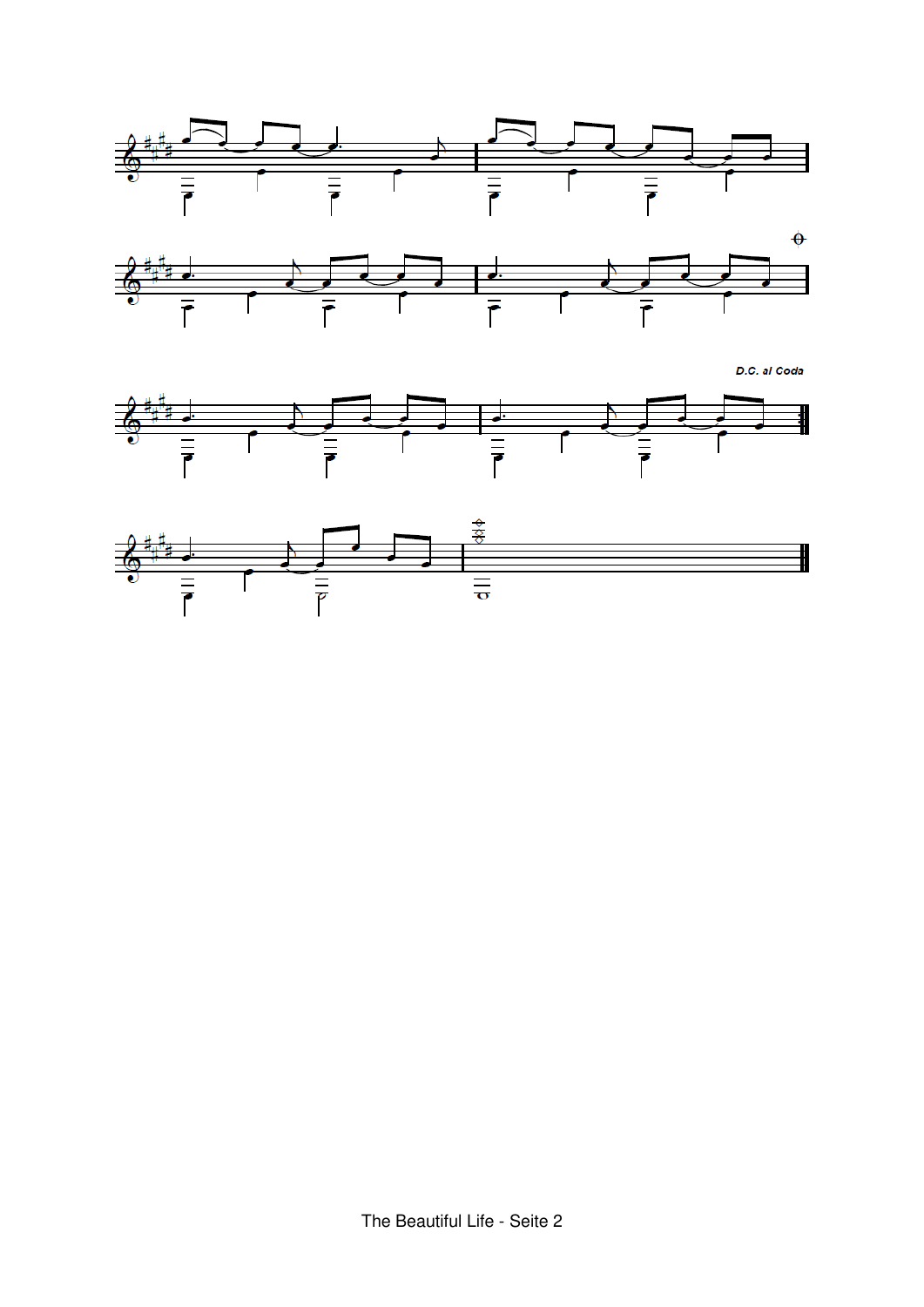D.C. al Coda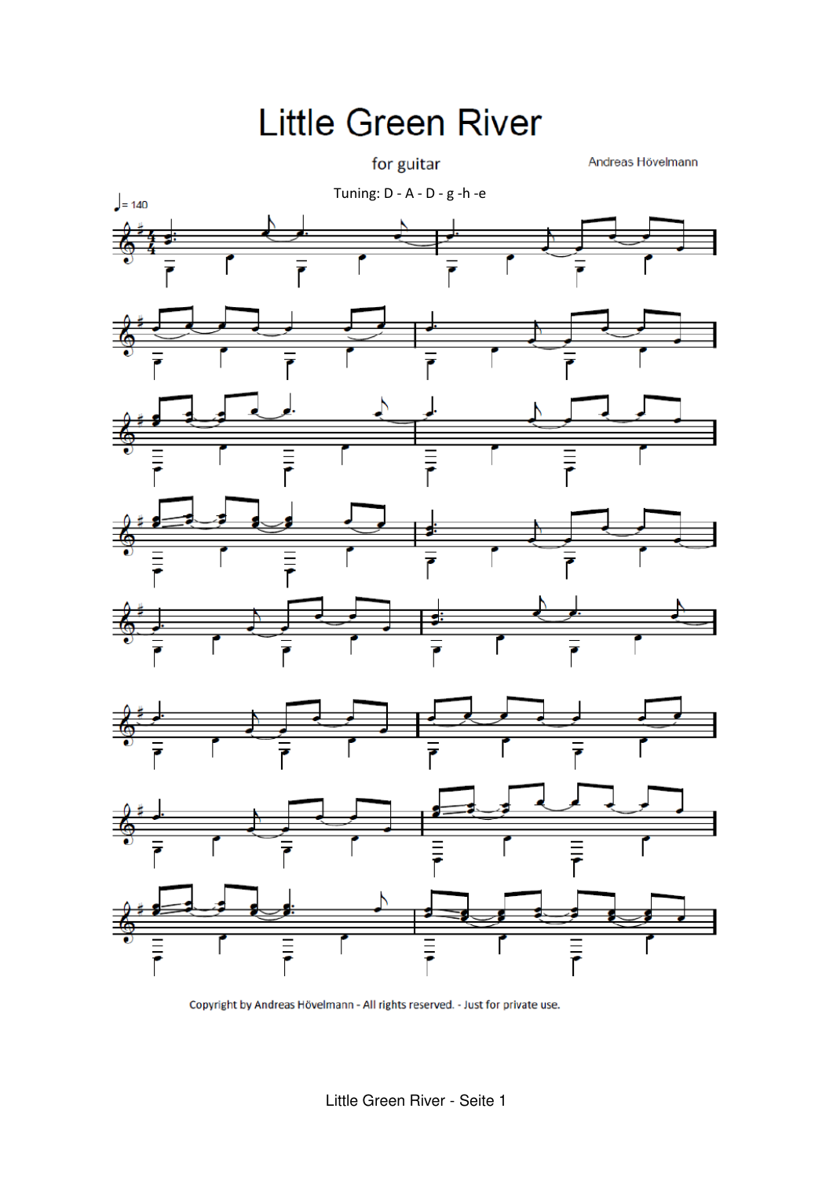# Little Green River

for guitar

Andreas Hövelmann

Tuning: D - A - D - g -h -e

♩= 140

Copyright by Andreas Hövelmann - All rights reserved. - Just for private use.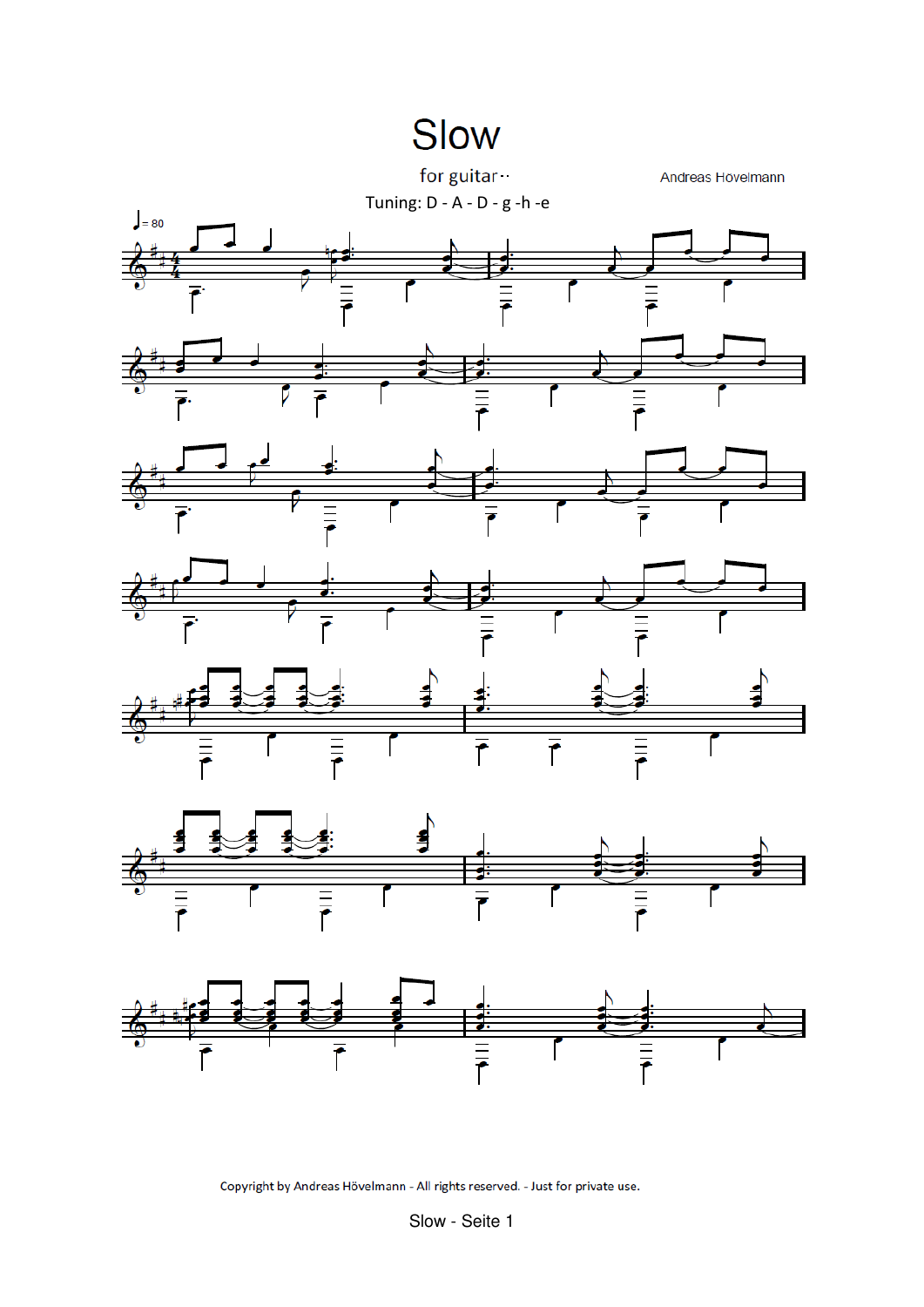# Slow

for guitar··

Andreas Hövelmann

Tuning: D - A - D - g -h -e

Copyright by Andreas Hövelmann - All rights reserved. - Just for private use.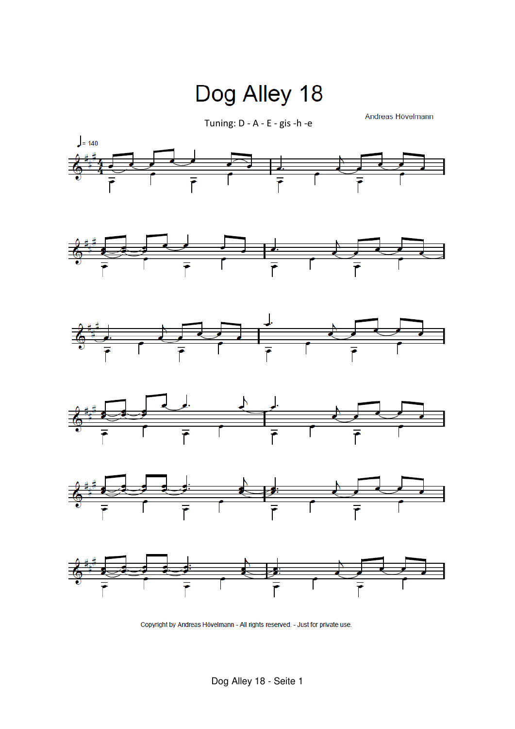# Dog Alley 18

Andreas Hövelmann

Tuning: D - A - E - gis -h -e

Copyright by Andreas Hövelmann - All rights reserved. - Just for private use.